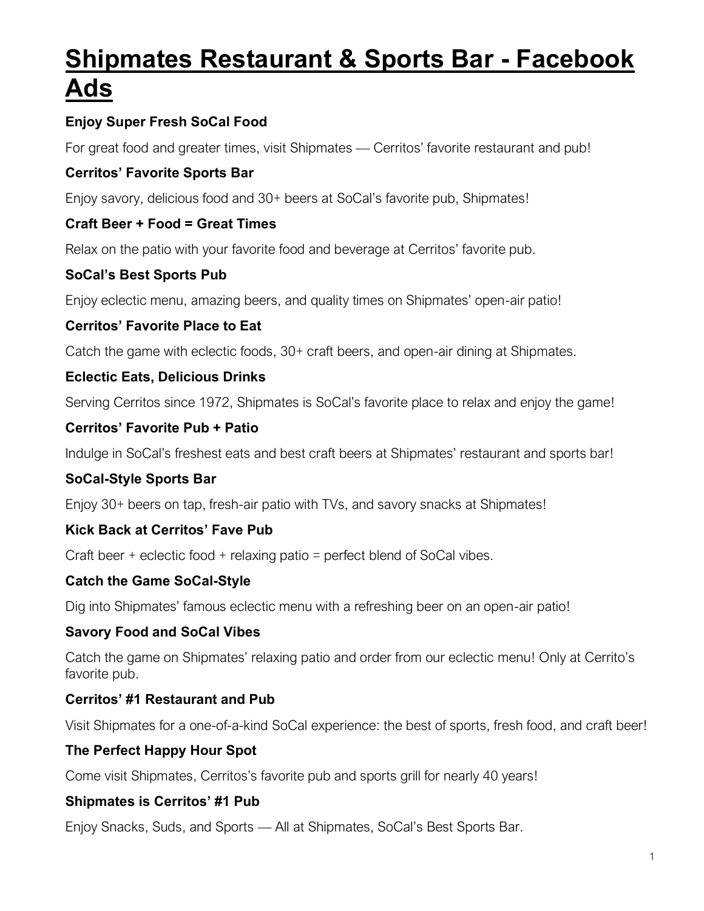# Shipmates Restaurant & Sports Bar - Facebook Ads

**Enjoy Super Fresh SoCal Food**

For great food and greater times, visit Shipmates — Cerritos' favorite restaurant and pub!

**Cerritos' Favorite Sports Bar**

Enjoy savory, delicious food and 30+ beers at SoCal's favorite pub, Shipmates!

**Craft Beer + Food = Great Times**

Relax on the patio with your favorite food and beverage at Cerritos' favorite pub.

**SoCal's Best Sports Pub**

Enjoy eclectic menu, amazing beers, and quality times on Shipmates' open-air patio!

**Cerritos' Favorite Place to Eat**

Catch the game with eclectic foods, 30+ craft beers, and open-air dining at Shipmates.

**Eclectic Eats, Delicious Drinks**

Serving Cerritos since 1972, Shipmates is SoCal's favorite place to relax and enjoy the game!

**Cerritos' Favorite Pub + Patio**

Indulge in SoCal's freshest eats and best craft beers at Shipmates' restaurant and sports bar!

**SoCal-Style Sports Bar**

Enjoy 30+ beers on tap, fresh-air patio with TVs, and savory snacks at Shipmates!

**Kick Back at Cerritos' Fave Pub**

Craft beer + eclectic food + relaxing patio = perfect blend of SoCal vibes.

**Catch the Game SoCal-Style**

Dig into Shipmates' famous eclectic menu with a refreshing beer on an open-air patio!

**Savory Food and SoCal Vibes**

Catch the game on Shipmates' relaxing patio and order from our eclectic menu! Only at Cerrito's favorite pub.

**Cerritos' #1 Restaurant and Pub**

Visit Shipmates for a one-of-a-kind SoCal experience: the best of sports, fresh food, and craft beer!

**The Perfect Happy Hour Spot**

Come visit Shipmates, Cerritos's favorite pub and sports grill for nearly 40 years!

**Shipmates is Cerritos' #1 Pub**

Enjoy Snacks, Suds, and Sports — All at Shipmates, SoCal's Best Sports Bar.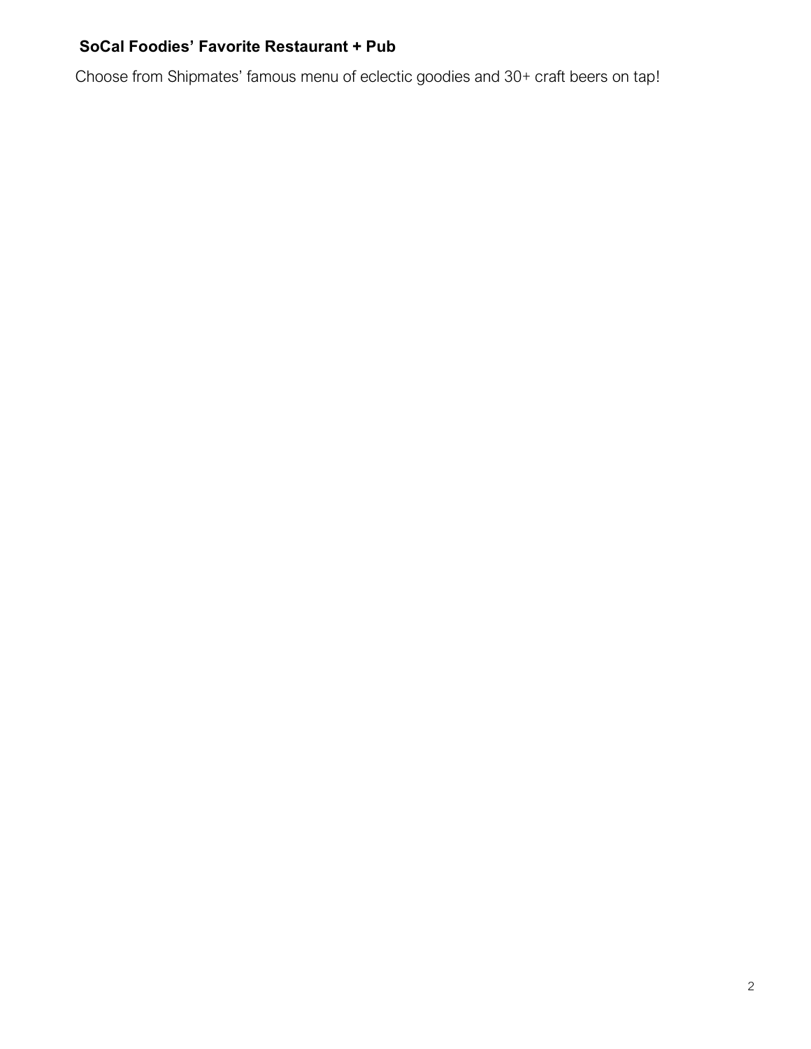**SoCal Foodies' Favorite Restaurant + Pub**

Choose from Shipmates' famous menu of eclectic goodies and 30+ craft beers on tap!